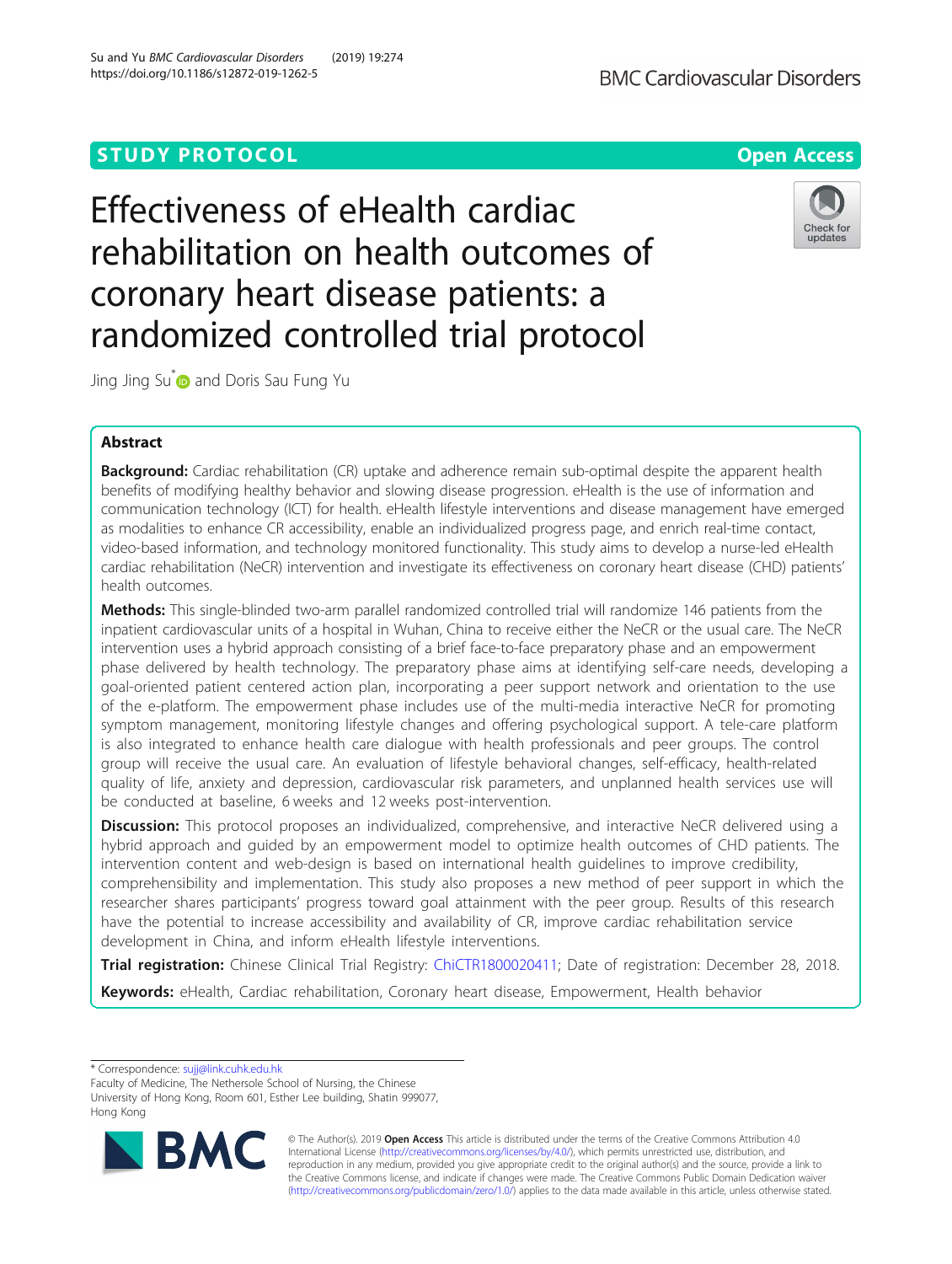STUDY PROTOCOL

Open Access

# Effectiveness of eHealth cardiac rehabilitation on health outcomes of coronary heart disease patients: a randomized controlled trial protocol

Jing Jing Su* and Doris Sau Fung Yu

## Abstract

**Background:** Cardiac rehabilitation (CR) uptake and adherence remain sub-optimal despite the apparent health benefits of modifying healthy behavior and slowing disease progression. eHealth is the use of information and communication technology (ICT) for health. eHealth lifestyle interventions and disease management have emerged as modalities to enhance CR accessibility, enable an individualized progress page, and enrich real-time contact, video-based information, and technology monitored functionality. This study aims to develop a nurse-led eHealth cardiac rehabilitation (NeCR) intervention and investigate its effectiveness on coronary heart disease (CHD) patients' health outcomes.

**Methods:** This single-blinded two-arm parallel randomized controlled trial will randomize 146 patients from the inpatient cardiovascular units of a hospital in Wuhan, China to receive either the NeCR or the usual care. The NeCR intervention uses a hybrid approach consisting of a brief face-to-face preparatory phase and an empowerment phase delivered by health technology. The preparatory phase aims at identifying self-care needs, developing a goal-oriented patient centered action plan, incorporating a peer support network and orientation to the use of the e-platform. The empowerment phase includes use of the multi-media interactive NeCR for promoting symptom management, monitoring lifestyle changes and offering psychological support. A tele-care platform is also integrated to enhance health care dialogue with health professionals and peer groups. The control group will receive the usual care. An evaluation of lifestyle behavioral changes, self-efficacy, health-related quality of life, anxiety and depression, cardiovascular risk parameters, and unplanned health services use will be conducted at baseline, 6 weeks and 12 weeks post-intervention.

**Discussion:** This protocol proposes an individualized, comprehensive, and interactive NeCR delivered using a hybrid approach and guided by an empowerment model to optimize health outcomes of CHD patients. The intervention content and web-design is based on international health guidelines to improve credibility, comprehensibility and implementation. This study also proposes a new method of peer support in which the researcher shares participants' progress toward goal attainment with the peer group. Results of this research have the potential to increase accessibility and availability of CR, improve cardiac rehabilitation service development in China, and inform eHealth lifestyle interventions.

**Trial registration:** Chinese Clinical Trial Registry: ChiCTR1800020411; Date of registration: December 28, 2018.

**Keywords:** eHealth, Cardiac rehabilitation, Coronary heart disease, Empowerment, Health behavior

---

* Correspondence: sujj@link.cuhk.edu.hk
Faculty of Medicine, The Nethersole School of Nursing, the Chinese University of Hong Kong, Room 601, Esther Lee building, Shatin 999077, Hong Kong

© The Author(s). 2019 **Open Access** This article is distributed under the terms of the Creative Commons Attribution 4.0 International License (http://creativecommons.org/licenses/by/4.0/), which permits unrestricted use, distribution, and reproduction in any medium, provided you give appropriate credit to the original author(s) and the source, provide a link to the Creative Commons license, and indicate if changes were made. The Creative Commons Public Domain Dedication waiver (http://creativecommons.org/publicdomain/zero/1.0/) applies to the data made available in this article, unless otherwise stated.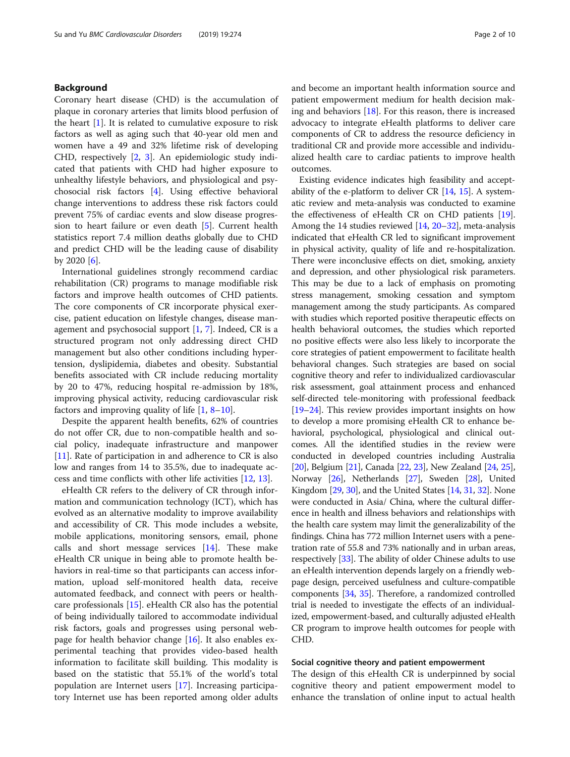## Background

Coronary heart disease (CHD) is the accumulation of plaque in coronary arteries that limits blood perfusion of the heart [1]. It is related to cumulative exposure to risk factors as well as aging such that 40-year old men and women have a 49 and 32% lifetime risk of developing CHD, respectively [2, 3]. An epidemiologic study indicated that patients with CHD had higher exposure to unhealthy lifestyle behaviors, and physiological and psychosocial risk factors [4]. Using effective behavioral change interventions to address these risk factors could prevent 75% of cardiac events and slow disease progression to heart failure or even death [5]. Current health statistics report 7.4 million deaths globally due to CHD and predict CHD will be the leading cause of disability by 2020 [6].

International guidelines strongly recommend cardiac rehabilitation (CR) programs to manage modifiable risk factors and improve health outcomes of CHD patients. The core components of CR incorporate physical exercise, patient education on lifestyle changes, disease management and psychosocial support [1, 7]. Indeed, CR is a structured program not only addressing direct CHD management but also other conditions including hypertension, dyslipidemia, diabetes and obesity. Substantial benefits associated with CR include reducing mortality by 20 to 47%, reducing hospital re-admission by 18%, improving physical activity, reducing cardiovascular risk factors and improving quality of life [1, 8–10].

Despite the apparent health benefits, 62% of countries do not offer CR, due to non-compatible health and social policy, inadequate infrastructure and manpower [11]. Rate of participation in and adherence to CR is also low and ranges from 14 to 35.5%, due to inadequate access and time conflicts with other life activities [12, 13].

eHealth CR refers to the delivery of CR through information and communication technology (ICT), which has evolved as an alternative modality to improve availability and accessibility of CR. This mode includes a website, mobile applications, monitoring sensors, email, phone calls and short message services [14]. These make eHealth CR unique in being able to promote health behaviors in real-time so that participants can access information, upload self-monitored health data, receive automated feedback, and connect with peers or healthcare professionals [15]. eHealth CR also has the potential of being individually tailored to accommodate individual risk factors, goals and progresses using personal webpage for health behavior change [16]. It also enables experimental teaching that provides video-based health information to facilitate skill building. This modality is based on the statistic that 55.1% of the world's total population are Internet users [17]. Increasing participatory Internet use has been reported among older adults and become an important health information source and patient empowerment medium for health decision making and behaviors [18]. For this reason, there is increased advocacy to integrate eHealth platforms to deliver care components of CR to address the resource deficiency in traditional CR and provide more accessible and individualized health care to cardiac patients to improve health outcomes.

Existing evidence indicates high feasibility and acceptability of the e-platform to deliver CR [14, 15]. A systematic review and meta-analysis was conducted to examine the effectiveness of eHealth CR on CHD patients [19]. Among the 14 studies reviewed [14, 20–32], meta-analysis indicated that eHealth CR led to significant improvement in physical activity, quality of life and re-hospitalization. There were inconclusive effects on diet, smoking, anxiety and depression, and other physiological risk parameters. This may be due to a lack of emphasis on promoting stress management, smoking cessation and symptom management among the study participants. As compared with studies which reported positive therapeutic effects on health behavioral outcomes, the studies which reported no positive effects were also less likely to incorporate the core strategies of patient empowerment to facilitate health behavioral changes. Such strategies are based on social cognitive theory and refer to individualized cardiovascular risk assessment, goal attainment process and enhanced self-directed tele-monitoring with professional feedback [19–24]. This review provides important insights on how to develop a more promising eHealth CR to enhance behavioral, psychological, physiological and clinical outcomes. All the identified studies in the review were conducted in developed countries including Australia [20], Belgium [21], Canada [22, 23], New Zealand [24, 25], Norway [26], Netherlands [27], Sweden [28], United Kingdom [29, 30], and the United States [14, 31, 32]. None were conducted in Asia/ China, where the cultural difference in health and illness behaviors and relationships with the health care system may limit the generalizability of the findings. China has 772 million Internet users with a penetration rate of 55.8 and 73% nationally and in urban areas, respectively [33]. The ability of older Chinese adults to use an eHealth intervention depends largely on a friendly webpage design, perceived usefulness and culture-compatible components [34, 35]. Therefore, a randomized controlled trial is needed to investigate the effects of an individualized, empowerment-based, and culturally adjusted eHealth CR program to improve health outcomes for people with CHD.

### Social cognitive theory and patient empowerment

The design of this eHealth CR is underpinned by social cognitive theory and patient empowerment model to enhance the translation of online input to actual health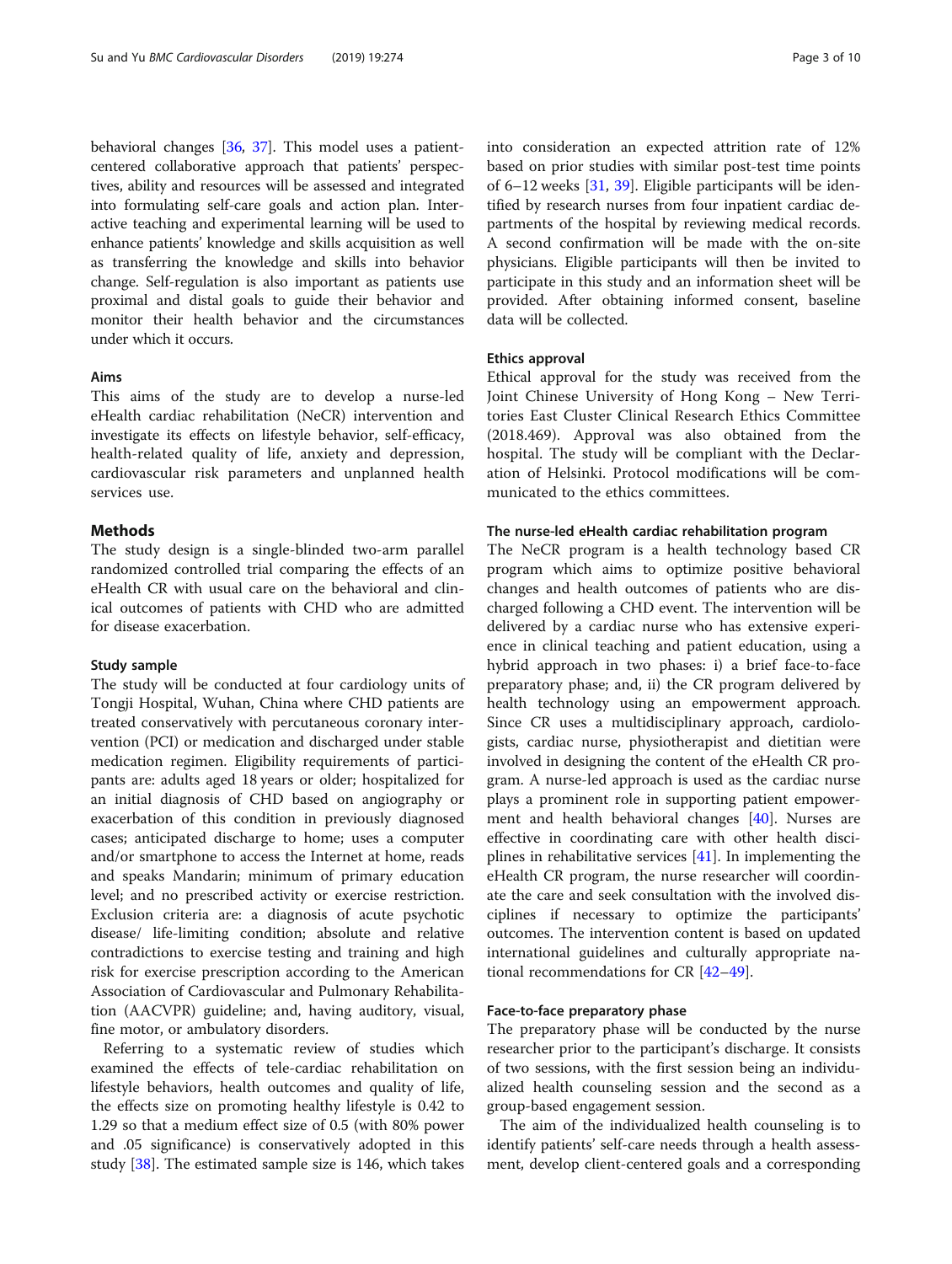behavioral changes [36, 37]. This model uses a patient-centered collaborative approach that patients' perspectives, ability and resources will be assessed and integrated into formulating self-care goals and action plan. Interactive teaching and experimental learning will be used to enhance patients' knowledge and skills acquisition as well as transferring the knowledge and skills into behavior change. Self-regulation is also important as patients use proximal and distal goals to guide their behavior and monitor their health behavior and the circumstances under which it occurs.

### Aims

This aims of the study are to develop a nurse-led eHealth cardiac rehabilitation (NeCR) intervention and investigate its effects on lifestyle behavior, self-efficacy, health-related quality of life, anxiety and depression, cardiovascular risk parameters and unplanned health services use.

## Methods

The study design is a single-blinded two-arm parallel randomized controlled trial comparing the effects of an eHealth CR with usual care on the behavioral and clinical outcomes of patients with CHD who are admitted for disease exacerbation.

### Study sample

The study will be conducted at four cardiology units of Tongji Hospital, Wuhan, China where CHD patients are treated conservatively with percutaneous coronary intervention (PCI) or medication and discharged under stable medication regimen. Eligibility requirements of participants are: adults aged 18 years or older; hospitalized for an initial diagnosis of CHD based on angiography or exacerbation of this condition in previously diagnosed cases; anticipated discharge to home; uses a computer and/or smartphone to access the Internet at home, reads and speaks Mandarin; minimum of primary education level; and no prescribed activity or exercise restriction. Exclusion criteria are: a diagnosis of acute psychotic disease/ life-limiting condition; absolute and relative contradictions to exercise testing and training and high risk for exercise prescription according to the American Association of Cardiovascular and Pulmonary Rehabilitation (AACVPR) guideline; and, having auditory, visual, fine motor, or ambulatory disorders.

Referring to a systematic review of studies which examined the effects of tele-cardiac rehabilitation on lifestyle behaviors, health outcomes and quality of life, the effects size on promoting healthy lifestyle is 0.42 to 1.29 so that a medium effect size of 0.5 (with 80% power and .05 significance) is conservatively adopted in this study [38]. The estimated sample size is 146, which takes into consideration an expected attrition rate of 12% based on prior studies with similar post-test time points of 6–12 weeks [31, 39]. Eligible participants will be identified by research nurses from four inpatient cardiac departments of the hospital by reviewing medical records. A second confirmation will be made with the on-site physicians. Eligible participants will then be invited to participate in this study and an information sheet will be provided. After obtaining informed consent, baseline data will be collected.

### Ethics approval

Ethical approval for the study was received from the Joint Chinese University of Hong Kong – New Territories East Cluster Clinical Research Ethics Committee (2018.469). Approval was also obtained from the hospital. The study will be compliant with the Declaration of Helsinki. Protocol modifications will be communicated to the ethics committees.

### The nurse-led eHealth cardiac rehabilitation program

The NeCR program is a health technology based CR program which aims to optimize positive behavioral changes and health outcomes of patients who are discharged following a CHD event. The intervention will be delivered by a cardiac nurse who has extensive experience in clinical teaching and patient education, using a hybrid approach in two phases: i) a brief face-to-face preparatory phase; and, ii) the CR program delivered by health technology using an empowerment approach. Since CR uses a multidisciplinary approach, cardiologists, cardiac nurse, physiotherapist and dietitian were involved in designing the content of the eHealth CR program. A nurse-led approach is used as the cardiac nurse plays a prominent role in supporting patient empowerment and health behavioral changes [40]. Nurses are effective in coordinating care with other health disciplines in rehabilitative services [41]. In implementing the eHealth CR program, the nurse researcher will coordinate the care and seek consultation with the involved disciplines if necessary to optimize the participants' outcomes. The intervention content is based on updated international guidelines and culturally appropriate national recommendations for CR [42–49].

### Face-to-face preparatory phase

The preparatory phase will be conducted by the nurse researcher prior to the participant's discharge. It consists of two sessions, with the first session being an individualized health counseling session and the second as a group-based engagement session.

The aim of the individualized health counseling is to identify patients' self-care needs through a health assessment, develop client-centered goals and a corresponding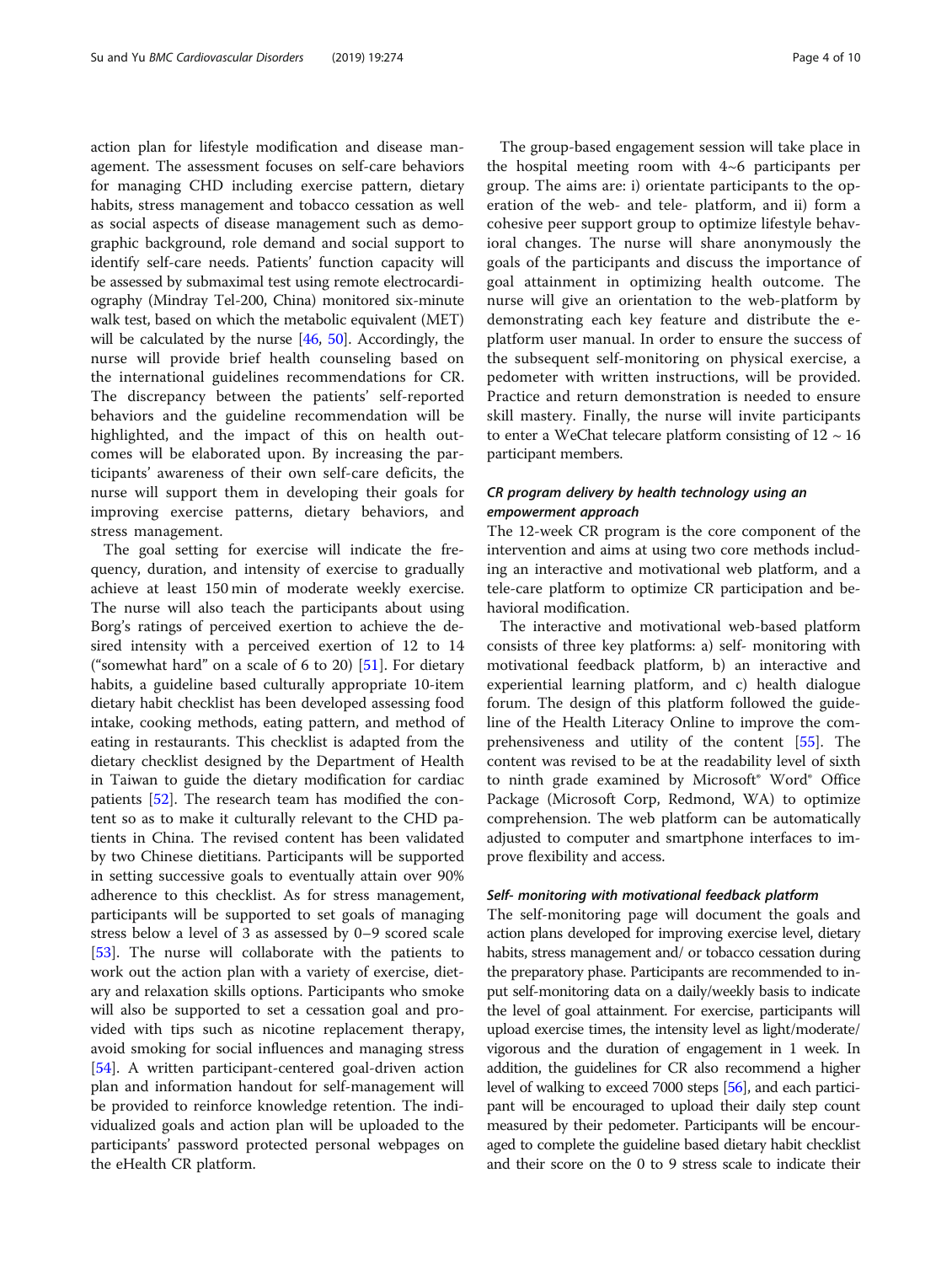action plan for lifestyle modification and disease management. The assessment focuses on self-care behaviors for managing CHD including exercise pattern, dietary habits, stress management and tobacco cessation as well as social aspects of disease management such as demographic background, role demand and social support to identify self-care needs. Patients' function capacity will be assessed by submaximal test using remote electrocardiography (Mindray Tel-200, China) monitored six-minute walk test, based on which the metabolic equivalent (MET) will be calculated by the nurse [46, 50]. Accordingly, the nurse will provide brief health counseling based on the international guidelines recommendations for CR. The discrepancy between the patients' self-reported behaviors and the guideline recommendation will be highlighted, and the impact of this on health outcomes will be elaborated upon. By increasing the participants' awareness of their own self-care deficits, the nurse will support them in developing their goals for improving exercise patterns, dietary behaviors, and stress management.

The goal setting for exercise will indicate the frequency, duration, and intensity of exercise to gradually achieve at least 150 min of moderate weekly exercise. The nurse will also teach the participants about using Borg's ratings of perceived exertion to achieve the desired intensity with a perceived exertion of 12 to 14 ("somewhat hard" on a scale of 6 to 20) [51]. For dietary habits, a guideline based culturally appropriate 10-item dietary habit checklist has been developed assessing food intake, cooking methods, eating pattern, and method of eating in restaurants. This checklist is adapted from the dietary checklist designed by the Department of Health in Taiwan to guide the dietary modification for cardiac patients [52]. The research team has modified the content so as to make it culturally relevant to the CHD patients in China. The revised content has been validated by two Chinese dietitians. Participants will be supported in setting successive goals to eventually attain over 90% adherence to this checklist. As for stress management, participants will be supported to set goals of managing stress below a level of 3 as assessed by 0–9 scored scale [53]. The nurse will collaborate with the patients to work out the action plan with a variety of exercise, dietary and relaxation skills options. Participants who smoke will also be supported to set a cessation goal and provided with tips such as nicotine replacement therapy, avoid smoking for social influences and managing stress [54]. A written participant-centered goal-driven action plan and information handout for self-management will be provided to reinforce knowledge retention. The individualized goals and action plan will be uploaded to the participants' password protected personal webpages on the eHealth CR platform.

The group-based engagement session will take place in the hospital meeting room with 4~6 participants per group. The aims are: i) orientate participants to the operation of the web- and tele- platform, and ii) form a cohesive peer support group to optimize lifestyle behavioral changes. The nurse will share anonymously the goals of the participants and discuss the importance of goal attainment in optimizing health outcome. The nurse will give an orientation to the web-platform by demonstrating each key feature and distribute the e-platform user manual. In order to ensure the success of the subsequent self-monitoring on physical exercise, a pedometer with written instructions, will be provided. Practice and return demonstration is needed to ensure skill mastery. Finally, the nurse will invite participants to enter a WeChat telecare platform consisting of 12 ~ 16 participant members.

### *CR program delivery by health technology using an empowerment approach*

The 12-week CR program is the core component of the intervention and aims at using two core methods including an interactive and motivational web platform, and a tele-care platform to optimize CR participation and behavioral modification.

The interactive and motivational web-based platform consists of three key platforms: a) self- monitoring with motivational feedback platform, b) an interactive and experiential learning platform, and c) health dialogue forum. The design of this platform followed the guideline of the Health Literacy Online to improve the comprehensiveness and utility of the content [55]. The content was revised to be at the readability level of sixth to ninth grade examined by Microsoft® Word® Office Package (Microsoft Corp, Redmond, WA) to optimize comprehension. The web platform can be automatically adjusted to computer and smartphone interfaces to improve flexibility and access.

#### *Self- monitoring with motivational feedback platform*

The self-monitoring page will document the goals and action plans developed for improving exercise level, dietary habits, stress management and/ or tobacco cessation during the preparatory phase. Participants are recommended to input self-monitoring data on a daily/weekly basis to indicate the level of goal attainment. For exercise, participants will upload exercise times, the intensity level as light/moderate/ vigorous and the duration of engagement in 1 week. In addition, the guidelines for CR also recommend a higher level of walking to exceed 7000 steps [56], and each participant will be encouraged to upload their daily step count measured by their pedometer. Participants will be encouraged to complete the guideline based dietary habit checklist and their score on the 0 to 9 stress scale to indicate their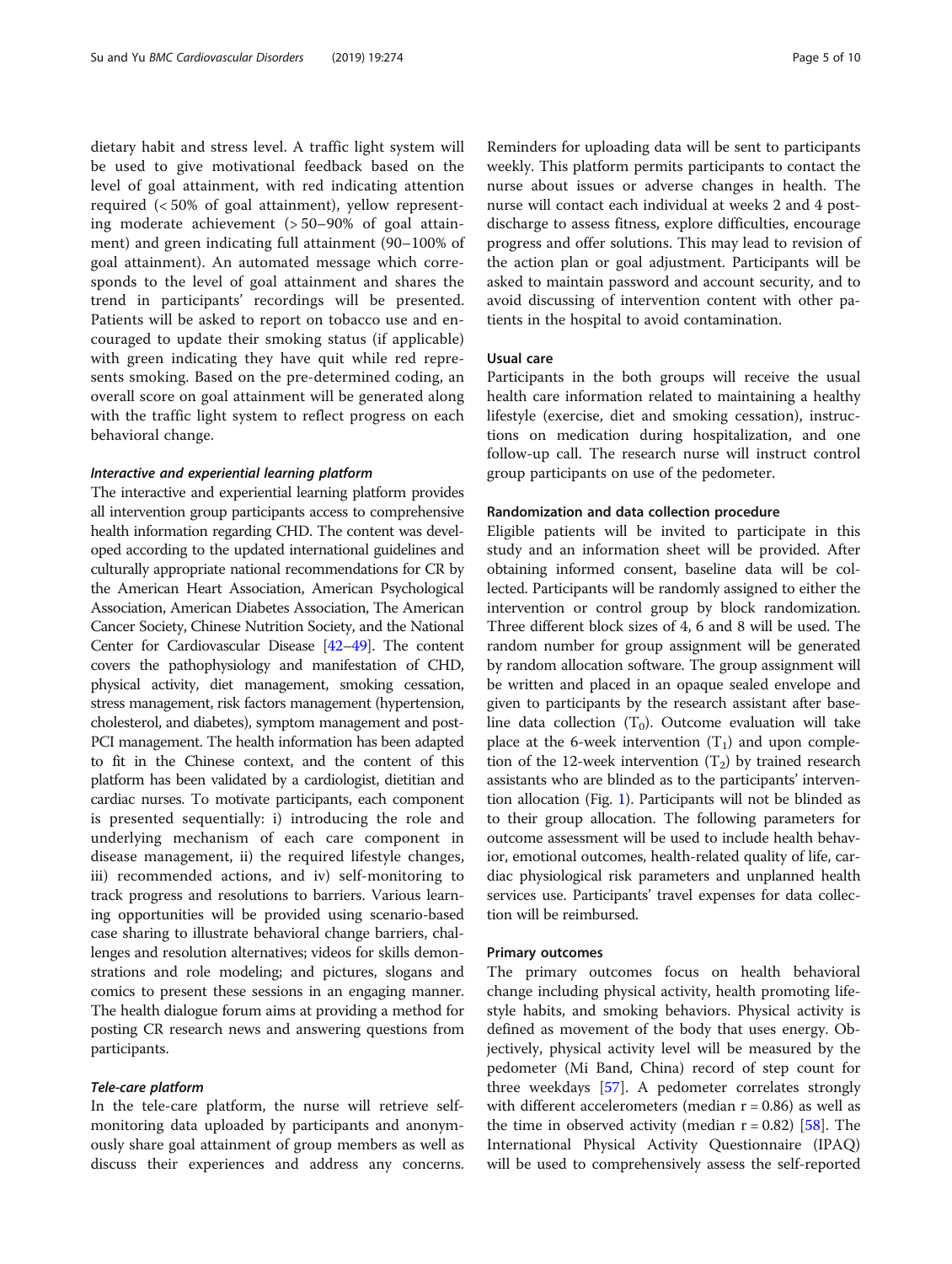dietary habit and stress level. A traffic light system will be used to give motivational feedback based on the level of goal attainment, with red indicating attention required (< 50% of goal attainment), yellow representing moderate achievement (> 50–90% of goal attainment) and green indicating full attainment (90–100% of goal attainment). An automated message which corresponds to the level of goal attainment and shares the trend in participants' recordings will be presented. Patients will be asked to report on tobacco use and encouraged to update their smoking status (if applicable) with green indicating they have quit while red represents smoking. Based on the pre-determined coding, an overall score on goal attainment will be generated along with the traffic light system to reflect progress on each behavioral change.

#### *Interactive and experiential learning platform*

The interactive and experiential learning platform provides all intervention group participants access to comprehensive health information regarding CHD. The content was developed according to the updated international guidelines and culturally appropriate national recommendations for CR by the American Heart Association, American Psychological Association, American Diabetes Association, The American Cancer Society, Chinese Nutrition Society, and the National Center for Cardiovascular Disease [42–49]. The content covers the pathophysiology and manifestation of CHD, physical activity, diet management, smoking cessation, stress management, risk factors management (hypertension, cholesterol, and diabetes), symptom management and post-PCI management. The health information has been adapted to fit in the Chinese context, and the content of this platform has been validated by a cardiologist, dietitian and cardiac nurses. To motivate participants, each component is presented sequentially: i) introducing the role and underlying mechanism of each care component in disease management, ii) the required lifestyle changes, iii) recommended actions, and iv) self-monitoring to track progress and resolutions to barriers. Various learning opportunities will be provided using scenario-based case sharing to illustrate behavioral change barriers, challenges and resolution alternatives; videos for skills demonstrations and role modeling; and pictures, slogans and comics to present these sessions in an engaging manner. The health dialogue forum aims at providing a method for posting CR research news and answering questions from participants.

#### *Tele-care platform*

In the tele-care platform, the nurse will retrieve self-monitoring data uploaded by participants and anonymously share goal attainment of group members as well as discuss their experiences and address any concerns. Reminders for uploading data will be sent to participants weekly. This platform permits participants to contact the nurse about issues or adverse changes in health. The nurse will contact each individual at weeks 2 and 4 post-discharge to assess fitness, explore difficulties, encourage progress and offer solutions. This may lead to revision of the action plan or goal adjustment. Participants will be asked to maintain password and account security, and to avoid discussing of intervention content with other patients in the hospital to avoid contamination.

### Usual care

Participants in the both groups will receive the usual health care information related to maintaining a healthy lifestyle (exercise, diet and smoking cessation), instructions on medication during hospitalization, and one follow-up call. The research nurse will instruct control group participants on use of the pedometer.

### Randomization and data collection procedure

Eligible patients will be invited to participate in this study and an information sheet will be provided. After obtaining informed consent, baseline data will be collected. Participants will be randomly assigned to either the intervention or control group by block randomization. Three different block sizes of 4, 6 and 8 will be used. The random number for group assignment will be generated by random allocation software. The group assignment will be written and placed in an opaque sealed envelope and given to participants by the research assistant after baseline data collection ($T_0$). Outcome evaluation will take place at the 6-week intervention ($T_1$) and upon completion of the 12-week intervention ($T_2$) by trained research assistants who are blinded as to the participants' intervention allocation (Fig. 1). Participants will not be blinded as to their group allocation. The following parameters for outcome assessment will be used to include health behavior, emotional outcomes, health-related quality of life, cardiac physiological risk parameters and unplanned health services use. Participants' travel expenses for data collection will be reimbursed.

### Primary outcomes

The primary outcomes focus on health behavioral change including physical activity, health promoting lifestyle habits, and smoking behaviors. Physical activity is defined as movement of the body that uses energy. Objectively, physical activity level will be measured by the pedometer (Mi Band, China) record of step count for three weekdays [57]. A pedometer correlates strongly with different accelerometers (median r = 0.86) as well as the time in observed activity (median r = 0.82) [58]. The International Physical Activity Questionnaire (IPAQ) will be used to comprehensively assess the self-reported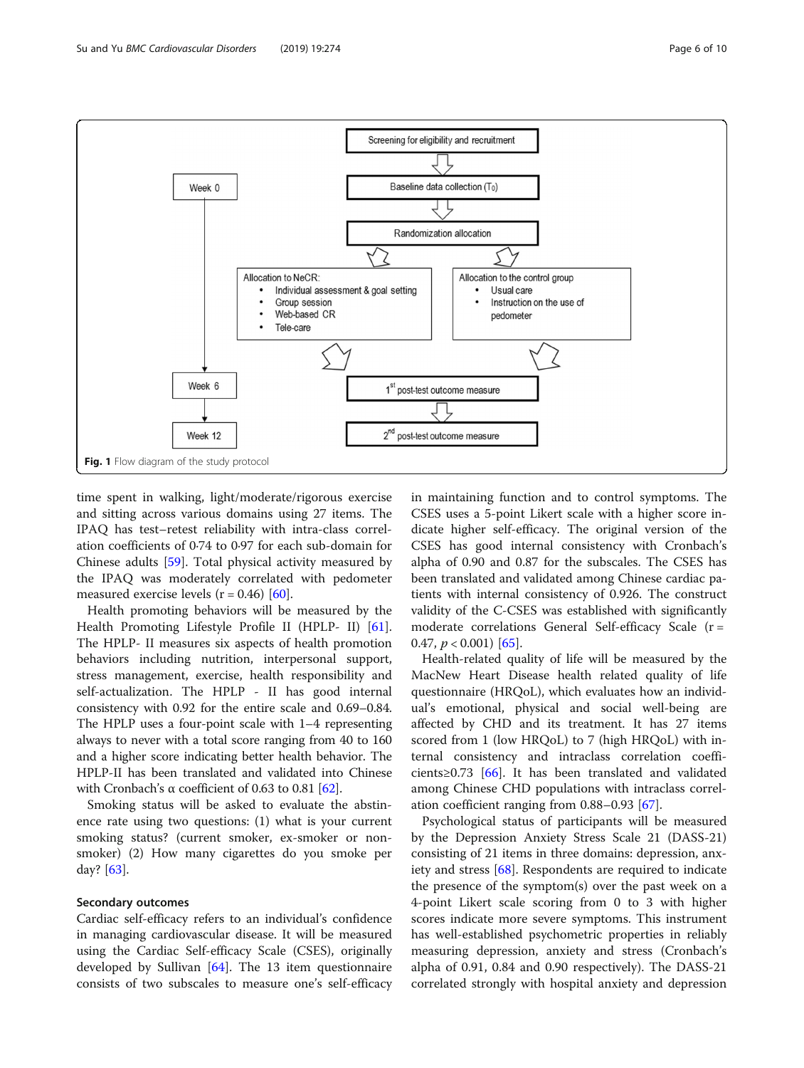Screening for eligibility and recruitment

Week 0

Baseline data collection ($T_0$)

Randomization allocation

Allocation to NeCR:
- Individual assessment & goal setting
- Group session
- Web-based CR
- Tele-care

Allocation to the control group
- Usual care
- Instruction on the use of pedometer

Week 6

1st post-test outcome measure

Week 12

2nd post-test outcome measure

**Fig. 1** Flow diagram of the study protocol

time spent in walking, light/moderate/rigorous exercise and sitting across various domains using 27 items. The IPAQ has test–retest reliability with intra-class correlation coefficients of 0·74 to 0·97 for each sub-domain for Chinese adults [59]. Total physical activity measured by the IPAQ was moderately correlated with pedometer measured exercise levels (r = 0.46) [60].

Health promoting behaviors will be measured by the Health Promoting Lifestyle Profile II (HPLP- II) [61]. The HPLP- II measures six aspects of health promotion behaviors including nutrition, interpersonal support, stress management, exercise, health responsibility and self-actualization. The HPLP - II has good internal consistency with 0.92 for the entire scale and 0.69–0.84. The HPLP uses a four-point scale with 1–4 representing always to never with a total score ranging from 40 to 160 and a higher score indicating better health behavior. The HPLP-II has been translated and validated into Chinese with Cronbach's α coefficient of 0.63 to 0.81 [62].

Smoking status will be asked to evaluate the abstinence rate using two questions: (1) what is your current smoking status? (current smoker, ex-smoker or non-smoker) (2) How many cigarettes do you smoke per day? [63].

### Secondary outcomes

Cardiac self-efficacy refers to an individual's confidence in managing cardiovascular disease. It will be measured using the Cardiac Self-efficacy Scale (CSES), originally developed by Sullivan [64]. The 13 item questionnaire consists of two subscales to measure one's self-efficacy in maintaining function and to control symptoms. The CSES uses a 5-point Likert scale with a higher score indicate higher self-efficacy. The original version of the CSES has good internal consistency with Cronbach's alpha of 0.90 and 0.87 for the subscales. The CSES has been translated and validated among Chinese cardiac patients with internal consistency of 0.926. The construct validity of the C-CSES was established with significantly moderate correlations General Self-efficacy Scale (r = 0.47, $p < 0.001$) [65].

Health-related quality of life will be measured by the MacNew Heart Disease health related quality of life questionnaire (HRQoL), which evaluates how an individual's emotional, physical and social well-being are affected by CHD and its treatment. It has 27 items scored from 1 (low HRQoL) to 7 (high HRQoL) with internal consistency and intraclass correlation coefficients≥0.73 [66]. It has been translated and validated among Chinese CHD populations with intraclass correlation coefficient ranging from 0.88–0.93 [67].

Psychological status of participants will be measured by the Depression Anxiety Stress Scale 21 (DASS-21) consisting of 21 items in three domains: depression, anxiety and stress [68]. Respondents are required to indicate the presence of the symptom(s) over the past week on a 4-point Likert scale scoring from 0 to 3 with higher scores indicate more severe symptoms. This instrument has well-established psychometric properties in reliably measuring depression, anxiety and stress (Cronbach's alpha of 0.91, 0.84 and 0.90 respectively). The DASS-21 correlated strongly with hospital anxiety and depression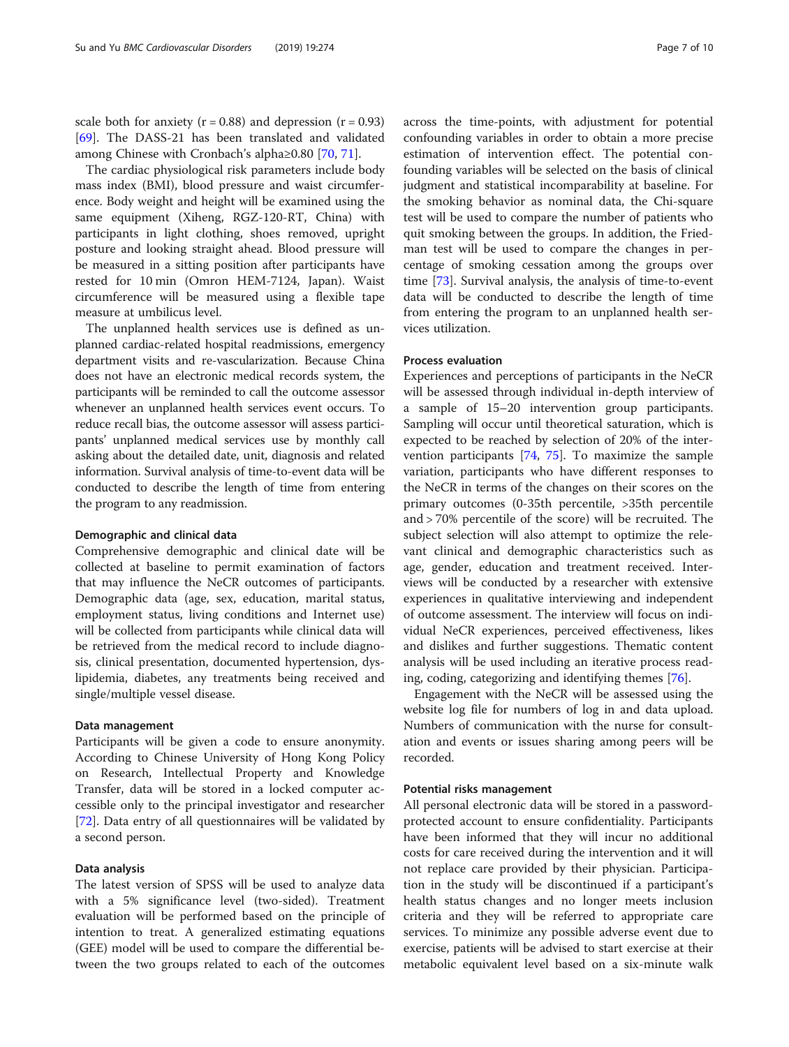scale both for anxiety (r = 0.88) and depression (r = 0.93) [69]. The DASS-21 has been translated and validated among Chinese with Cronbach's alpha≥0.80 [70, 71].

The cardiac physiological risk parameters include body mass index (BMI), blood pressure and waist circumference. Body weight and height will be examined using the same equipment (Xiheng, RGZ-120-RT, China) with participants in light clothing, shoes removed, upright posture and looking straight ahead. Blood pressure will be measured in a sitting position after participants have rested for 10 min (Omron HEM-7124, Japan). Waist circumference will be measured using a flexible tape measure at umbilicus level.

The unplanned health services use is defined as unplanned cardiac-related hospital readmissions, emergency department visits and re-vascularization. Because China does not have an electronic medical records system, the participants will be reminded to call the outcome assessor whenever an unplanned health services event occurs. To reduce recall bias, the outcome assessor will assess participants' unplanned medical services use by monthly call asking about the detailed date, unit, diagnosis and related information. Survival analysis of time-to-event data will be conducted to describe the length of time from entering the program to any readmission.

#### Demographic and clinical data

Comprehensive demographic and clinical date will be collected at baseline to permit examination of factors that may influence the NeCR outcomes of participants. Demographic data (age, sex, education, marital status, employment status, living conditions and Internet use) will be collected from participants while clinical data will be retrieved from the medical record to include diagnosis, clinical presentation, documented hypertension, dyslipidemia, diabetes, any treatments being received and single/multiple vessel disease.

#### Data management

Participants will be given a code to ensure anonymity. According to Chinese University of Hong Kong Policy on Research, Intellectual Property and Knowledge Transfer, data will be stored in a locked computer accessible only to the principal investigator and researcher [72]. Data entry of all questionnaires will be validated by a second person.

#### Data analysis

The latest version of SPSS will be used to analyze data with a 5% significance level (two-sided). Treatment evaluation will be performed based on the principle of intention to treat. A generalized estimating equations (GEE) model will be used to compare the differential between the two groups related to each of the outcomes across the time-points, with adjustment for potential confounding variables in order to obtain a more precise estimation of intervention effect. The potential confounding variables will be selected on the basis of clinical judgment and statistical incomparability at baseline. For the smoking behavior as nominal data, the Chi-square test will be used to compare the number of patients who quit smoking between the groups. In addition, the Friedman test will be used to compare the changes in percentage of smoking cessation among the groups over time [73]. Survival analysis, the analysis of time-to-event data will be conducted to describe the length of time from entering the program to an unplanned health services utilization.

#### Process evaluation

Experiences and perceptions of participants in the NeCR will be assessed through individual in-depth interview of a sample of 15–20 intervention group participants. Sampling will occur until theoretical saturation, which is expected to be reached by selection of 20% of the intervention participants [74, 75]. To maximize the sample variation, participants who have different responses to the NeCR in terms of the changes on their scores on the primary outcomes (0-35th percentile, >35th percentile and > 70% percentile of the score) will be recruited. The subject selection will also attempt to optimize the relevant clinical and demographic characteristics such as age, gender, education and treatment received. Interviews will be conducted by a researcher with extensive experiences in qualitative interviewing and independent of outcome assessment. The interview will focus on individual NeCR experiences, perceived effectiveness, likes and dislikes and further suggestions. Thematic content analysis will be used including an iterative process reading, coding, categorizing and identifying themes [76].

Engagement with the NeCR will be assessed using the website log file for numbers of log in and data upload. Numbers of communication with the nurse for consultation and events or issues sharing among peers will be recorded.

#### Potential risks management

All personal electronic data will be stored in a password-protected account to ensure confidentiality. Participants have been informed that they will incur no additional costs for care received during the intervention and it will not replace care provided by their physician. Participation in the study will be discontinued if a participant's health status changes and no longer meets inclusion criteria and they will be referred to appropriate care services. To minimize any possible adverse event due to exercise, patients will be advised to start exercise at their metabolic equivalent level based on a six-minute walk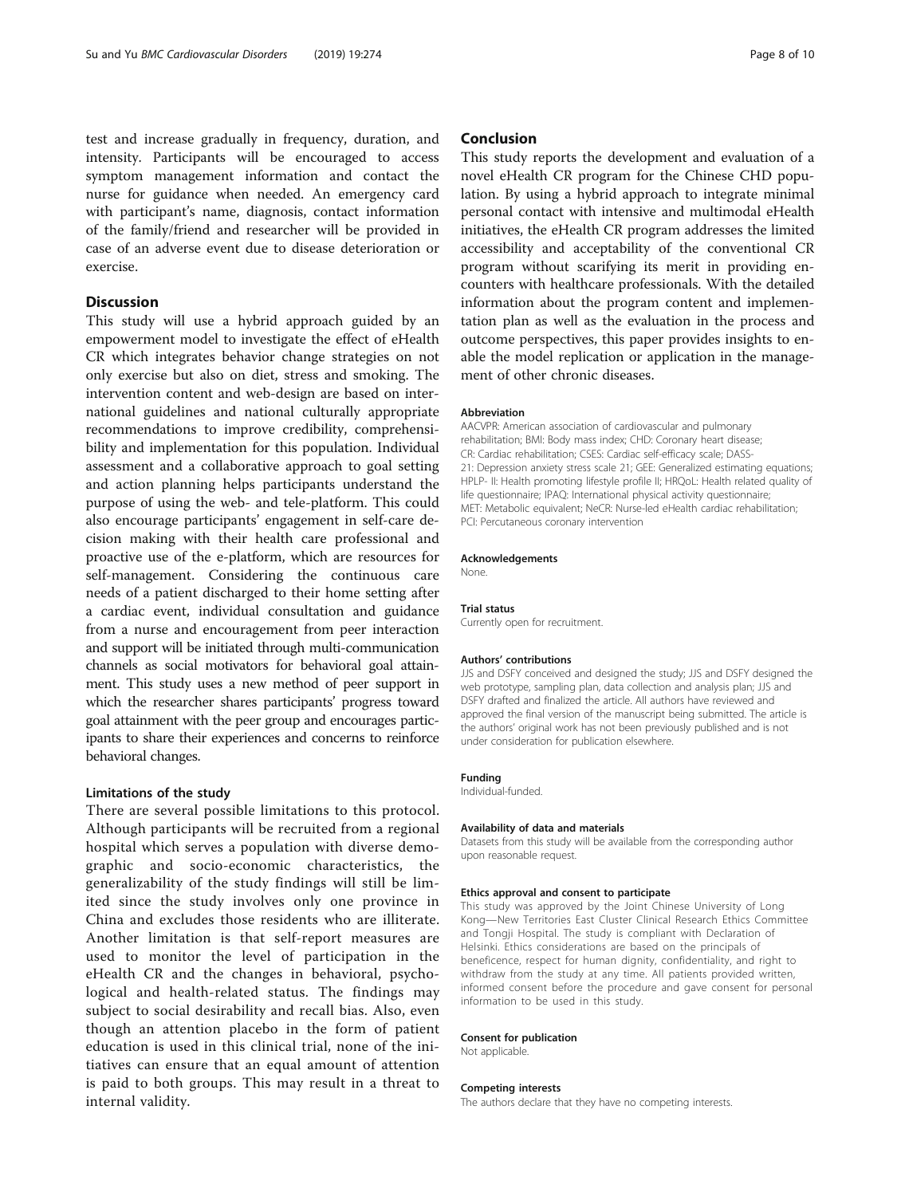test and increase gradually in frequency, duration, and intensity. Participants will be encouraged to access symptom management information and contact the nurse for guidance when needed. An emergency card with participant's name, diagnosis, contact information of the family/friend and researcher will be provided in case of an adverse event due to disease deterioration or exercise.

## Discussion

This study will use a hybrid approach guided by an empowerment model to investigate the effect of eHealth CR which integrates behavior change strategies on not only exercise but also on diet, stress and smoking. The intervention content and web-design are based on international guidelines and national culturally appropriate recommendations to improve credibility, comprehensibility and implementation for this population. Individual assessment and a collaborative approach to goal setting and action planning helps participants understand the purpose of using the web- and tele-platform. This could also encourage participants' engagement in self-care decision making with their health care professional and proactive use of the e-platform, which are resources for self-management. Considering the continuous care needs of a patient discharged to their home setting after a cardiac event, individual consultation and guidance from a nurse and encouragement from peer interaction and support will be initiated through multi-communication channels as social motivators for behavioral goal attainment. This study uses a new method of peer support in which the researcher shares participants' progress toward goal attainment with the peer group and encourages participants to share their experiences and concerns to reinforce behavioral changes.

### Limitations of the study

There are several possible limitations to this protocol. Although participants will be recruited from a regional hospital which serves a population with diverse demographic and socio-economic characteristics, the generalizability of the study findings will still be limited since the study involves only one province in China and excludes those residents who are illiterate. Another limitation is that self-report measures are used to monitor the level of participation in the eHealth CR and the changes in behavioral, psychological and health-related status. The findings may subject to social desirability and recall bias. Also, even though an attention placebo in the form of patient education is used in this clinical trial, none of the initiatives can ensure that an equal amount of attention is paid to both groups. This may result in a threat to internal validity.

## Conclusion

This study reports the development and evaluation of a novel eHealth CR program for the Chinese CHD population. By using a hybrid approach to integrate minimal personal contact with intensive and multimodal eHealth initiatives, the eHealth CR program addresses the limited accessibility and acceptability of the conventional CR program without scarifying its merit in providing encounters with healthcare professionals. With the detailed information about the program content and implementation plan as well as the evaluation in the process and outcome perspectives, this paper provides insights to enable the model replication or application in the management of other chronic diseases.

#### Abbreviation

AACVPR: American association of cardiovascular and pulmonary rehabilitation; BMI: Body mass index; CHD: Coronary heart disease; CR: Cardiac rehabilitation; CSES: Cardiac self-efficacy scale; DASS-21: Depression anxiety stress scale 21; GEE: Generalized estimating equations; HPLP- II: Health promoting lifestyle profile II; HRQoL: Health related quality of life questionnaire; IPAQ: International physical activity questionnaire; MET: Metabolic equivalent; NeCR: Nurse-led eHealth cardiac rehabilitation; PCI: Percutaneous coronary intervention

#### Acknowledgements

None.

#### Trial status

Currently open for recruitment.

#### Authors' contributions

JJS and DSFY conceived and designed the study; JJS and DSFY designed the web prototype, sampling plan, data collection and analysis plan; JJS and DSFY drafted and finalized the article. All authors have reviewed and approved the final version of the manuscript being submitted. The article is the authors' original work has not been previously published and is not under consideration for publication elsewhere.

#### Funding

Individual-funded.

#### Availability of data and materials

Datasets from this study will be available from the corresponding author upon reasonable request.

#### Ethics approval and consent to participate

This study was approved by the Joint Chinese University of Long Kong—New Territories East Cluster Clinical Research Ethics Committee and Tongji Hospital. The study is compliant with Declaration of Helsinki. Ethics considerations are based on the principals of beneficence, respect for human dignity, confidentiality, and right to withdraw from the study at any time. All patients provided written, informed consent before the procedure and gave consent for personal information to be used in this study.

#### Consent for publication

Not applicable.

#### Competing interests

The authors declare that they have no competing interests.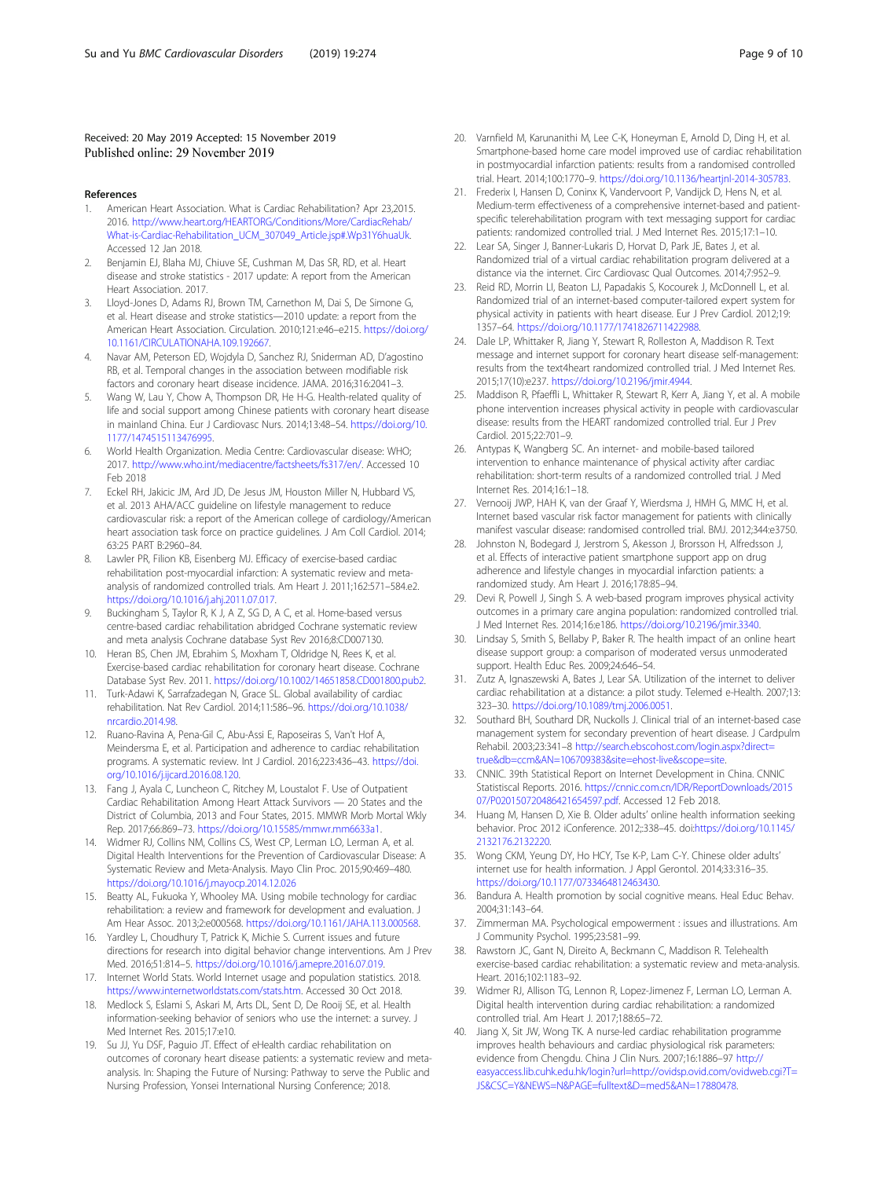Received: 20 May 2019 Accepted: 15 November 2019
Published online: 29 November 2019

## References

1. American Heart Association. What is Cardiac Rehabilitation? Apr 23,2015. 2016. http://www.heart.org/HEARTORG/Conditions/More/CardiacRehab/What-is-Cardiac-Rehabilitation_UCM_307049_Article.jsp#.Wp31Y6huaUk. Accessed 12 Jan 2018.
2. Benjamin EJ, Blaha MJ, Chiuve SE, Cushman M, Das SR, RD, et al. Heart disease and stroke statistics - 2017 update: A report from the American Heart Association. 2017.
3. Lloyd-Jones D, Adams RJ, Brown TM, Carnethon M, Dai S, De Simone G, et al. Heart disease and stroke statistics—2010 update: a report from the American Heart Association. Circulation. 2010;121:e46–e215. https://doi.org/10.1161/CIRCULATIONAHA.109.192667.
4. Navar AM, Peterson ED, Wojdyla D, Sanchez RJ, Sniderman AD, D'agostino RB, et al. Temporal changes in the association between modifiable risk factors and coronary heart disease incidence. JAMA. 2016;316:2041–3.
5. Wang W, Lau Y, Chow A, Thompson DR, He H-G. Health-related quality of life and social support among Chinese patients with coronary heart disease in mainland China. Eur J Cardiovasc Nurs. 2014;13:48–54. https://doi.org/10.1177/1474515113476995.
6. World Health Organization. Media Centre: Cardiovascular disease: WHO; 2017. http://www.who.int/mediacentre/factsheets/fs317/en/. Accessed 10 Feb 2018
7. Eckel RH, Jakicic JM, Ard JD, De Jesus JM, Houston Miller N, Hubbard VS, et al. 2013 AHA/ACC guideline on lifestyle management to reduce cardiovascular risk: a report of the American college of cardiology/American heart association task force on practice guidelines. J Am Coll Cardiol. 2014; 63:25 PART B:2960–84.
8. Lawler PR, Filion KB, Eisenberg MJ. Efficacy of exercise-based cardiac rehabilitation post-myocardial infarction: A systematic review and meta-analysis of randomized controlled trials. Am Heart J. 2011;162:571–584.e2. https://doi.org/10.1016/j.ahj.2011.07.017.
9. Buckingham S, Taylor R, K J, A Z, SG D, A C, et al. Home-based versus centre-based cardiac rehabilitation abridged Cochrane systematic review and meta analysis Cochrane database Syst Rev 2016;8:CD007130.
10. Heran BS, Chen JM, Ebrahim S, Moxham T, Oldridge N, Rees K, et al. Exercise-based cardiac rehabilitation for coronary heart disease. Cochrane Database Syst Rev. 2011. https://doi.org/10.1002/14651858.CD001800.pub2.
11. Turk-Adawi K, Sarrafzadegan N, Grace SL. Global availability of cardiac rehabilitation. Nat Rev Cardiol. 2014;11:586–96. https://doi.org/10.1038/nrcardio.2014.98.
12. Ruano-Ravina A, Pena-Gil C, Abu-Assi E, Raposeiras S, Van't Hof A, Meindersma E, et al. Participation and adherence to cardiac rehabilitation programs. A systematic review. Int J Cardiol. 2016;223:436–43. https://doi.org/10.1016/j.ijcard.2016.08.120.
13. Fang J, Ayala C, Luncheon C, Ritchey M, Loustalot F. Use of Outpatient Cardiac Rehabilitation Among Heart Attack Survivors — 20 States and the District of Columbia, 2013 and Four States, 2015. MMWR Morb Mortal Wkly Rep. 2017;66:869–73. https://doi.org/10.15585/mmwr.mm6633a1.
14. Widmer RJ, Collins NM, Collins CS, West CP, Lerman LO, Lerman A, et al. Digital Health Interventions for the Prevention of Cardiovascular Disease: A Systematic Review and Meta-Analysis. Mayo Clin Proc. 2015;90:469–480. https://doi.org/10.1016/j.mayocp.2014.12.026
15. Beatty AL, Fukuoka Y, Whooley MA. Using mobile technology for cardiac rehabilitation: a review and framework for development and evaluation. J Am Hear Assoc. 2013;2:e000568. https://doi.org/10.1161/JAHA.113.000568.
16. Yardley L, Choudhury T, Patrick K, Michie S. Current issues and future directions for research into digital behavior change interventions. Am J Prev Med. 2016;51:814–5. https://doi.org/10.1016/j.amepre.2016.07.019.
17. Internet World Stats. World Internet usage and population statistics. 2018. https://www.internetworldstats.com/stats.htm. Accessed 30 Oct 2018.
18. Medlock S, Eslami S, Askari M, Arts DL, Sent D, De Rooij SE, et al. Health information-seeking behavior of seniors who use the internet: a survey. J Med Internet Res. 2015;17:e10.
19. Su JJ, Yu DSF, Paguio JT. Effect of eHealth cardiac rehabilitation on outcomes of coronary heart disease patients: a systematic review and meta-analysis. In: Shaping the Future of Nursing: Pathway to serve the Public and Nursing Profession, Yonsei International Nursing Conference; 2018.
20. Varnfield M, Karunanithi M, Lee C-K, Honeyman E, Arnold D, Ding H, et al. Smartphone-based home care model improved use of cardiac rehabilitation in postmyocardial infarction patients: results from a randomised controlled trial. Heart. 2014;100:1770–9. https://doi.org/10.1136/heartjnl-2014-305783.
21. Frederix I, Hansen D, Coninx K, Vandervoort P, Vandijck D, Hens N, et al. Medium-term effectiveness of a comprehensive internet-based and patient-specific telerehabilitation program with text messaging support for cardiac patients: randomized controlled trial. J Med Internet Res. 2015;17:1–10.
22. Lear SA, Singer J, Banner-Lukaris D, Horvat D, Park JE, Bates J, et al. Randomized trial of a virtual cardiac rehabilitation program delivered at a distance via the internet. Circ Cardiovasc Qual Outcomes. 2014;7:952–9.
23. Reid RD, Morrin LI, Beaton LJ, Papadakis S, Kocourek J, McDonnell L, et al. Randomized trial of an internet-based computer-tailored expert system for physical activity in patients with heart disease. Eur J Prev Cardiol. 2012;19:1357–64. https://doi.org/10.1177/1741826711422988.
24. Dale LP, Whittaker R, Jiang Y, Stewart R, Rolleston A, Maddison R. Text message and internet support for coronary heart disease self-management: results from the text4heart randomized controlled trial. J Med Internet Res. 2015;17(10):e237. https://doi.org/10.2196/jmir.4944.
25. Maddison R, Pfaeffli L, Whittaker R, Stewart R, Kerr A, Jiang Y, et al. A mobile phone intervention increases physical activity in people with cardiovascular disease: results from the HEART randomized controlled trial. Eur J Prev Cardiol. 2015;22:701–9.
26. Antypas K, Wangberg SC. An internet- and mobile-based tailored intervention to enhance maintenance of physical activity after cardiac rehabilitation: short-term results of a randomized controlled trial. J Med Internet Res. 2014;16:1–18.
27. Vernooij JWP, HAH K, van der Graaf Y, Wierdsma J, HMH G, MMC H, et al. Internet based vascular risk factor management for patients with clinically manifest vascular disease: randomised controlled trial. BMJ. 2012;344:e3750.
28. Johnston N, Bodegard J, Jerstrom S, Akesson J, Brorsson H, Alfredsson J, et al. Effects of interactive patient smartphone support app on drug adherence and lifestyle changes in myocardial infarction patients: a randomized study. Am Heart J. 2016;178:85–94.
29. Devi R, Powell J, Singh S. A web-based program improves physical activity outcomes in a primary care angina population: randomized controlled trial. J Med Internet Res. 2014;16:e186. https://doi.org/10.2196/jmir.3340.
30. Lindsay S, Smith S, Bellaby P, Baker R. The health impact of an online heart disease support group: a comparison of moderated versus unmoderated support. Health Educ Res. 2009;24:646–54.
31. Zutz A, Ignaszewski A, Bates J, Lear SA. Utilization of the internet to deliver cardiac rehabilitation at a distance: a pilot study. Telemed e-Health. 2007;13:323–30. https://doi.org/10.1089/tmj.2006.0051.
32. Southard BH, Southard DR, Nuckolls J. Clinical trial of an internet-based case management system for secondary prevention of heart disease. J Cardpulm Rehabil. 2003;23:341–8 http://search.ebscohost.com/login.aspx?direct=true&db=ccm&AN=106709383&site=ehost-live&scope=site.
33. CNNIC. 39th Statistical Report on Internet Development in China. CNNIC Statistiscal Reports. 2016. https://cnnic.com.cn/IDR/ReportDownloads/201507/P020150720486421654597.pdf. Accessed 12 Feb 2018.
34. Huang M, Hansen D, Xie B. Older adults' online health information seeking behavior. Proc 2012 iConference. 2012;:338–45. doi:https://doi.org/10.1145/2132176.2132220.
35. Wong CKM, Yeung DY, Ho HCY, Tse K-P, Lam C-Y. Chinese older adults' internet use for health information. J Appl Gerontol. 2014;33:316–35. https://doi.org/10.1177/0733464812463430.
36. Bandura A. Health promotion by social cognitive means. Heal Educ Behav. 2004;31:143–64.
37. Zimmerman MA. Psychological empowerment : issues and illustrations. Am J Community Psychol. 1995;23:581–99.
38. Rawstorn JC, Gant N, Direito A, Beckmann C, Maddison R. Telehealth exercise-based cardiac rehabilitation: a systematic review and meta-analysis. Heart. 2016;102:1183–92.
39. Widmer RJ, Allison TG, Lennon R, Lopez-Jimenez F, Lerman LO, Lerman A. Digital health intervention during cardiac rehabilitation: a randomized controlled trial. Am Heart J. 2017;188:65–72.
40. Jiang X, Sit JW, Wong TK. A nurse-led cardiac rehabilitation programme improves health behaviours and cardiac physiological risk parameters: evidence from Chengdu. China J Clin Nurs. 2007;16:1886–97 http://easyaccess.lib.cuhk.edu.hk/login?url=http://ovidsp.ovid.com/ovidweb.cgi?T=JS&CSC=Y&NEWS=N&PAGE=fulltext&D=med5&AN=17880478.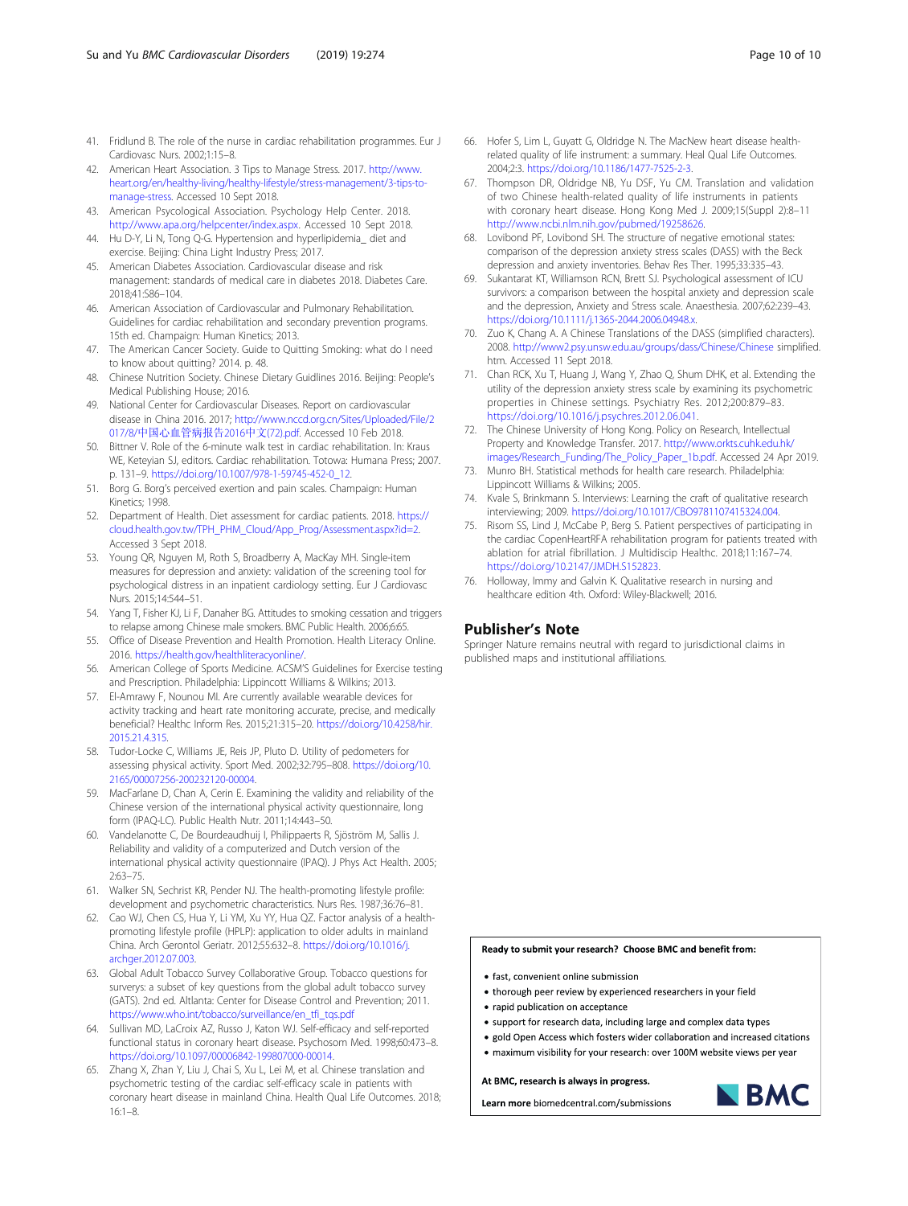41. Fridlund B. The role of the nurse in cardiac rehabilitation programmes. Eur J Cardiovasc Nurs. 2002;1:15–8.
42. American Heart Association. 3 Tips to Manage Stress. 2017. http://www.heart.org/en/healthy-living/healthy-lifestyle/stress-management/3-tips-to-manage-stress. Accessed 10 Sept 2018.
43. American Psycological Association. Psychology Help Center. 2018. http://www.apa.org/helpcenter/index.aspx. Accessed 10 Sept 2018.
44. Hu D-Y, Li N, Tong Q-G. Hypertension and hyperlipidemia_ diet and exercise. Beijing: China Light Industry Press; 2017.
45. American Diabetes Association. Cardiovascular disease and risk management: standards of medical care in diabetes 2018. Diabetes Care. 2018;41:S86–104.
46. American Association of Cardiovascular and Pulmonary Rehabilitation. Guidelines for cardiac rehabilitation and secondary prevention programs. 15th ed. Champaign: Human Kinetics; 2013.
47. The American Cancer Society. Guide to Quitting Smoking: what do I need to know about quitting? 2014. p. 48.
48. Chinese Nutrition Society. Chinese Dietary Guidlines 2016. Beijing: People's Medical Publishing House; 2016.
49. National Center for Cardiovascular Diseases. Report on cardiovascular disease in China 2016. 2017; http://www.nccd.org.cn/Sites/Uploaded/File/2017/8/中国心血管病报告2016中文(72).pdf. Accessed 10 Feb 2018.
50. Bittner V. Role of the 6-minute walk test in cardiac rehabilitation. In: Kraus WE, Keteyian SJ, editors. Cardiac rehabilitation. Totowa: Humana Press; 2007. p. 131–9. https://doi.org/10.1007/978-1-59745-452-0_12.
51. Borg G. Borg's perceived exertion and pain scales. Champaign: Human Kinetics; 1998.
52. Department of Health. Diet assessment for cardiac patients. 2018. https://cloud.health.gov.tw/TPH_PHM_Cloud/App_Prog/Assessment.aspx?id=2. Accessed 3 Sept 2018.
53. Young QR, Nguyen M, Roth S, Broadberry A, MacKay MH. Single-item measures for depression and anxiety: validation of the screening tool for psychological distress in an inpatient cardiology setting. Eur J Cardiovasc Nurs. 2015;14:544–51.
54. Yang T, Fisher KJ, Li F, Danaher BG. Attitudes to smoking cessation and triggers to relapse among Chinese male smokers. BMC Public Health. 2006;6:65.
55. Office of Disease Prevention and Health Promotion. Health Literacy Online. 2016. https://health.gov/healthliteracyonline/.
56. American College of Sports Medicine. ACSM'S Guidelines for Exercise testing and Prescription. Philadelphia: Lippincott Williams & Wilkins; 2013.
57. El-Amrawy F, Nounou MI. Are currently available wearable devices for activity tracking and heart rate monitoring accurate, precise, and medically beneficial? Healthc Inform Res. 2015;21:315–20. https://doi.org/10.4258/hir.2015.21.4.315.
58. Tudor-Locke C, Williams JE, Reis JP, Pluto D. Utility of pedometers for assessing physical activity. Sport Med. 2002;32:795–808. https://doi.org/10.2165/00007256-200232120-00004.
59. MacFarlane D, Chan A, Cerin E. Examining the validity and reliability of the Chinese version of the international physical activity questionnaire, long form (IPAQ-LC). Public Health Nutr. 2011;14:443–50.
60. Vandelanotte C, De Bourdeaudhuij I, Philippaerts R, Sjöström M, Sallis J. Reliability and validity of a computerized and Dutch version of the international physical activity questionnaire (IPAQ). J Phys Act Health. 2005;2:63–75.
61. Walker SN, Sechrist KR, Pender NJ. The health-promoting lifestyle profile: development and psychometric characteristics. Nurs Res. 1987;36:76–81.
62. Cao WJ, Chen CS, Hua Y, Li YM, Xu YY, Hua QZ. Factor analysis of a health-promoting lifestyle profile (HPLP): application to older adults in mainland China. Arch Gerontol Geriatr. 2012;55:632–8. https://doi.org/10.1016/j.archger.2012.07.003.
63. Global Adult Tobacco Survey Collaborative Group. Tobacco questions for survey: a subset of key questions from the global adult tobacco survey (GATS). 2nd ed. Altlanta: Center for Disease Control and Prevention; 2011. https://www.who.int/tobacco/surveillance/en_tfi_tqs.pdf
64. Sullivan MD, LaCroix AZ, Russo J, Katon WJ. Self-efficacy and self-reported functional status in coronary heart disease. Psychosom Med. 1998;60:473–8. https://doi.org/10.1097/00006842-199807000-00014.
65. Zhang X, Zhan Y, Liu J, Chai S, Xu L, Lei M, et al. Chinese translation and psychometric testing of the cardiac self-efficacy scale in patients with coronary heart disease in mainland China. Health Qual Life Outcomes. 2018;16:1–8.
66. Hofer S, Lim L, Guyatt G, Oldridge N. The MacNew heart disease health-related quality of life instrument: a summary. Heal Qual Life Outcomes. 2004;2:3. https://doi.org/10.1186/1477-7525-2-3.
67. Thompson DR, Oldridge NB, Yu DSF, Yu CM. Translation and validation of two Chinese health-related quality of life instruments in patients with coronary heart disease. Hong Kong Med J. 2009;15(Suppl 2):8–11 http://www.ncbi.nlm.nih.gov/pubmed/19258626.
68. Lovibond PF, Lovibond SH. The structure of negative emotional states: comparison of the depression anxiety stress scales (DASS) with the Beck depression and anxiety inventories. Behav Res Ther. 1995;33:335–43.
69. Sukantarat KT, Williamson RCN, Brett SJ. Psychological assessment of ICU survivors: a comparison between the hospital anxiety and depression scale and the depression, Anxiety and Stress scale. Anaesthesia. 2007;62:239–43. https://doi.org/10.1111/j.1365-2044.2006.04948.x.
70. Zuo K, Chang A. A Chinese Translations of the DASS (simplified characters). 2008. http://www2.psy.unsw.edu.au/groups/dass/Chinese/Chinese simplified.htm. Accessed 11 Sept 2018.
71. Chan RCK, Xu T, Huang J, Wang Y, Zhao Q, Shum DHK, et al. Extending the utility of the depression anxiety stress scale by examining its psychometric properties in Chinese settings. Psychiatry Res. 2012;200:879–83. https://doi.org/10.1016/j.psychres.2012.06.041.
72. The Chinese University of Hong Kong. Policy on Research, Intellectual Property and Knowledge Transfer. 2017. http://www.orkts.cuhk.edu.hk/images/Research_Funding/The_Policy_Paper_1b.pdf. Accessed 24 Apr 2019.
73. Munro BH. Statistical methods for health care research. Philadelphia: Lippincott Williams & Wilkins; 2005.
74. Kvale S, Brinkmann S. Interviews: Learning the craft of qualitative research interviewing; 2009. https://doi.org/10.1017/CBO9781107415324.004.
75. Risom SS, Lind J, McCabe P, Berg S. Patient perspectives of participating in the cardiac CopenHeartRFA rehabilitation program for patients treated with ablation for atrial fibrillation. J Multidiscip Healthc. 2018;11:167–74. https://doi.org/10.2147/JMDH.S152823.
76. Holloway, Immy and Galvin K. Qualitative research in nursing and healthcare edition 4th. Oxford: Wiley-Blackwell; 2016.

## Publisher's Note

Springer Nature remains neutral with regard to jurisdictional claims in published maps and institutional affiliations.

**Ready to submit your research? Choose BMC and benefit from:**

- fast, convenient online submission
- thorough peer review by experienced researchers in your field
- rapid publication on acceptance
- support for research data, including large and complex data types
- gold Open Access which fosters wider collaboration and increased citations
- maximum visibility for your research: over 100M website views per year

**At BMC, research is always in progress.**

**Learn more** biomedcentral.com/submissions

BMC